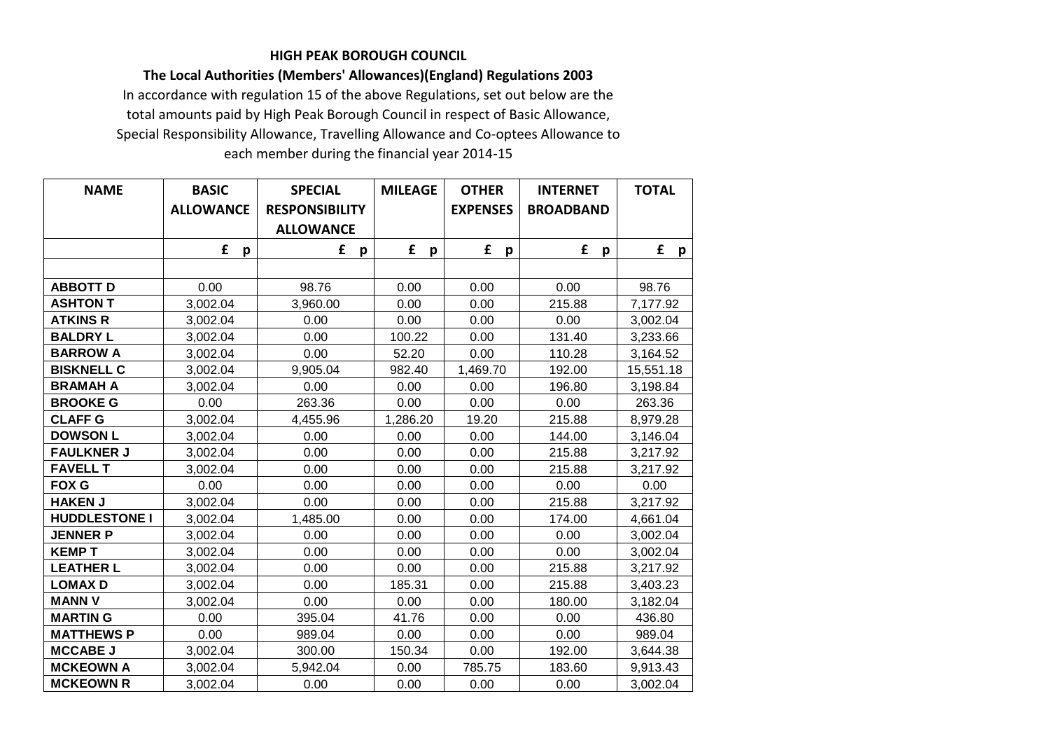**HIGH PEAK BOROUGH COUNCIL**

**The Local Authorities (Members' Allowances)(England) Regulations 2003**

In accordance with regulation 15 of the above Regulations, set out below are the total amounts paid by High Peak Borough Council in respect of Basic Allowance, Special Responsibility Allowance, Travelling Allowance and Co-optees Allowance to each member during the financial year 2014-15

| NAME | BASIC ALLOWANCE | SPECIAL RESPONSIBILITY ALLOWANCE | MILEAGE | OTHER EXPENSES | INTERNET BROADBAND | TOTAL |
|---|---|---|---|---|---|---|
| | £ p | £ p | £ p | £ p | £ p | £ p |
| | | | | | | |
| **ABBOTT D** | 0.00 | 98.76 | 0.00 | 0.00 | 0.00 | 98.76 |
| **ASHTON T** | 3,002.04 | 3,960.00 | 0.00 | 0.00 | 215.88 | 7,177.92 |
| **ATKINS R** | 3,002.04 | 0.00 | 0.00 | 0.00 | 0.00 | 3,002.04 |
| **BALDRY L** | 3,002.04 | 0.00 | 100.22 | 0.00 | 131.40 | 3,233.66 |
| **BARROW A** | 3,002.04 | 0.00 | 52.20 | 0.00 | 110.28 | 3,164.52 |
| **BISKNELL C** | 3,002.04 | 9,905.04 | 982.40 | 1,469.70 | 192.00 | 15,551.18 |
| **BRAMAH A** | 3,002.04 | 0.00 | 0.00 | 0.00 | 196.80 | 3,198.84 |
| **BROOKE G** | 0.00 | 263.36 | 0.00 | 0.00 | 0.00 | 263.36 |
| **CLAFF G** | 3,002.04 | 4,455.96 | 1,286.20 | 19.20 | 215.88 | 8,979.28 |
| **DOWSON L** | 3,002.04 | 0.00 | 0.00 | 0.00 | 144.00 | 3,146.04 |
| **FAULKNER J** | 3,002.04 | 0.00 | 0.00 | 0.00 | 215.88 | 3,217.92 |
| **FAVELL T** | 3,002.04 | 0.00 | 0.00 | 0.00 | 215.88 | 3,217.92 |
| **FOX G** | 0.00 | 0.00 | 0.00 | 0.00 | 0.00 | 0.00 |
| **HAKEN J** | 3,002.04 | 0.00 | 0.00 | 0.00 | 215.88 | 3,217.92 |
| **HUDDLESTONE I** | 3,002.04 | 1,485.00 | 0.00 | 0.00 | 174.00 | 4,661.04 |
| **JENNER P** | 3,002.04 | 0.00 | 0.00 | 0.00 | 0.00 | 3,002.04 |
| **KEMP T** | 3,002.04 | 0.00 | 0.00 | 0.00 | 0.00 | 3,002.04 |
| **LEATHER L** | 3,002.04 | 0.00 | 0.00 | 0.00 | 215.88 | 3,217.92 |
| **LOMAX D** | 3,002.04 | 0.00 | 185.31 | 0.00 | 215.88 | 3,403.23 |
| **MANN V** | 3,002.04 | 0.00 | 0.00 | 0.00 | 180.00 | 3,182.04 |
| **MARTIN G** | 0.00 | 395.04 | 41.76 | 0.00 | 0.00 | 436.80 |
| **MATTHEWS P** | 0.00 | 989.04 | 0.00 | 0.00 | 0.00 | 989.04 |
| **MCCABE J** | 3,002.04 | 300.00 | 150.34 | 0.00 | 192.00 | 3,644.38 |
| **MCKEOWN A** | 3,002.04 | 5,942.04 | 0.00 | 785.75 | 183.60 | 9,913.43 |
| **MCKEOWN R** | 3,002.04 | 0.00 | 0.00 | 0.00 | 0.00 | 3,002.04 |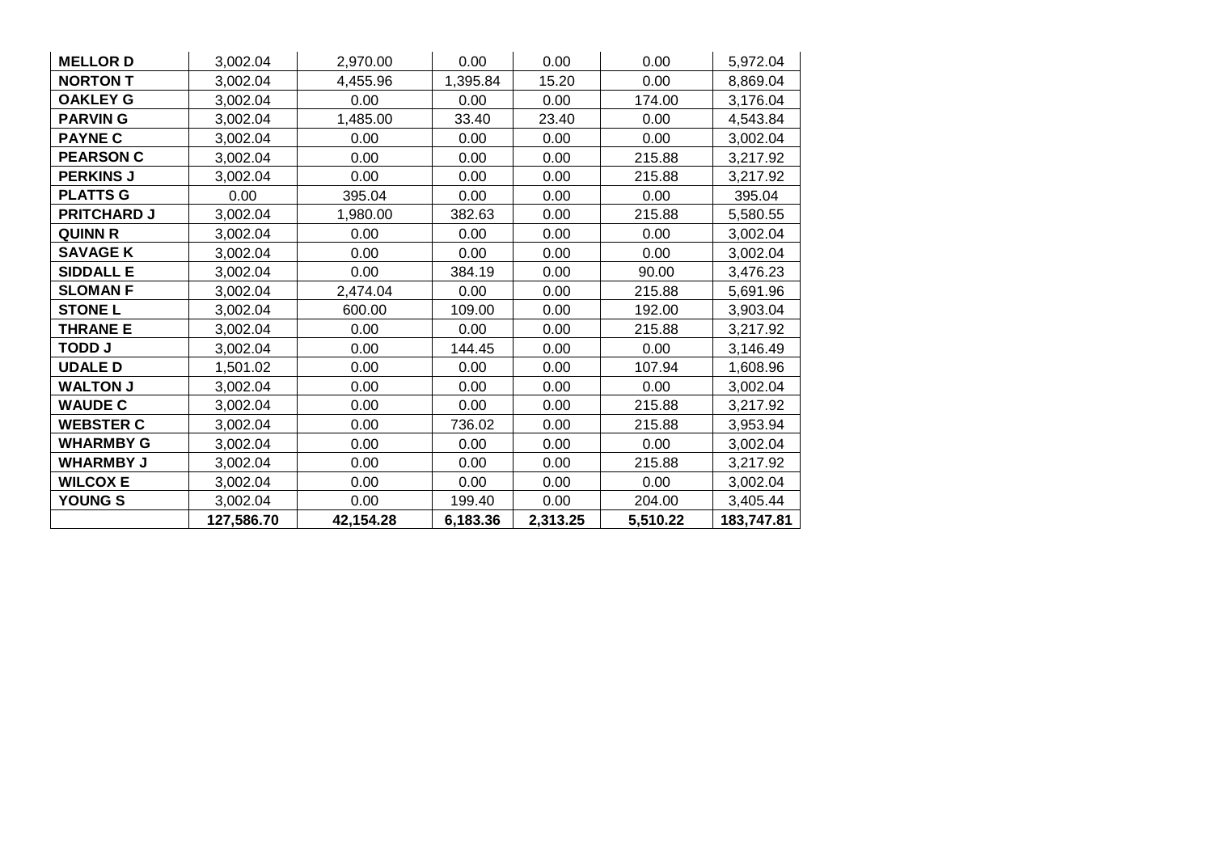| | | | | | | |
|---|---|---|---|---|---|---|
| **MELLOR D** | 3,002.04 | 2,970.00 | 0.00 | 0.00 | 0.00 | 5,972.04 |
| **NORTON T** | 3,002.04 | 4,455.96 | 1,395.84 | 15.20 | 0.00 | 8,869.04 |
| **OAKLEY G** | 3,002.04 | 0.00 | 0.00 | 0.00 | 174.00 | 3,176.04 |
| **PARVIN G** | 3,002.04 | 1,485.00 | 33.40 | 23.40 | 0.00 | 4,543.84 |
| **PAYNE C** | 3,002.04 | 0.00 | 0.00 | 0.00 | 0.00 | 3,002.04 |
| **PEARSON C** | 3,002.04 | 0.00 | 0.00 | 0.00 | 215.88 | 3,217.92 |
| **PERKINS J** | 3,002.04 | 0.00 | 0.00 | 0.00 | 215.88 | 3,217.92 |
| **PLATTS G** | 0.00 | 395.04 | 0.00 | 0.00 | 0.00 | 395.04 |
| **PRITCHARD J** | 3,002.04 | 1,980.00 | 382.63 | 0.00 | 215.88 | 5,580.55 |
| **QUINN R** | 3,002.04 | 0.00 | 0.00 | 0.00 | 0.00 | 3,002.04 |
| **SAVAGE K** | 3,002.04 | 0.00 | 0.00 | 0.00 | 0.00 | 3,002.04 |
| **SIDDALL E** | 3,002.04 | 0.00 | 384.19 | 0.00 | 90.00 | 3,476.23 |
| **SLOMAN F** | 3,002.04 | 2,474.04 | 0.00 | 0.00 | 215.88 | 5,691.96 |
| **STONE L** | 3,002.04 | 600.00 | 109.00 | 0.00 | 192.00 | 3,903.04 |
| **THRANE E** | 3,002.04 | 0.00 | 0.00 | 0.00 | 215.88 | 3,217.92 |
| **TODD J** | 3,002.04 | 0.00 | 144.45 | 0.00 | 0.00 | 3,146.49 |
| **UDALE D** | 1,501.02 | 0.00 | 0.00 | 0.00 | 107.94 | 1,608.96 |
| **WALTON J** | 3,002.04 | 0.00 | 0.00 | 0.00 | 0.00 | 3,002.04 |
| **WAUDE C** | 3,002.04 | 0.00 | 0.00 | 0.00 | 215.88 | 3,217.92 |
| **WEBSTER C** | 3,002.04 | 0.00 | 736.02 | 0.00 | 215.88 | 3,953.94 |
| **WHARMBY G** | 3,002.04 | 0.00 | 0.00 | 0.00 | 0.00 | 3,002.04 |
| **WHARMBY J** | 3,002.04 | 0.00 | 0.00 | 0.00 | 215.88 | 3,217.92 |
| **WILCOX E** | 3,002.04 | 0.00 | 0.00 | 0.00 | 0.00 | 3,002.04 |
| **YOUNG S** | 3,002.04 | 0.00 | 199.40 | 0.00 | 204.00 | 3,405.44 |
| | **127,586.70** | **42,154.28** | **6,183.36** | **2,313.25** | **5,510.22** | **183,747.81** |